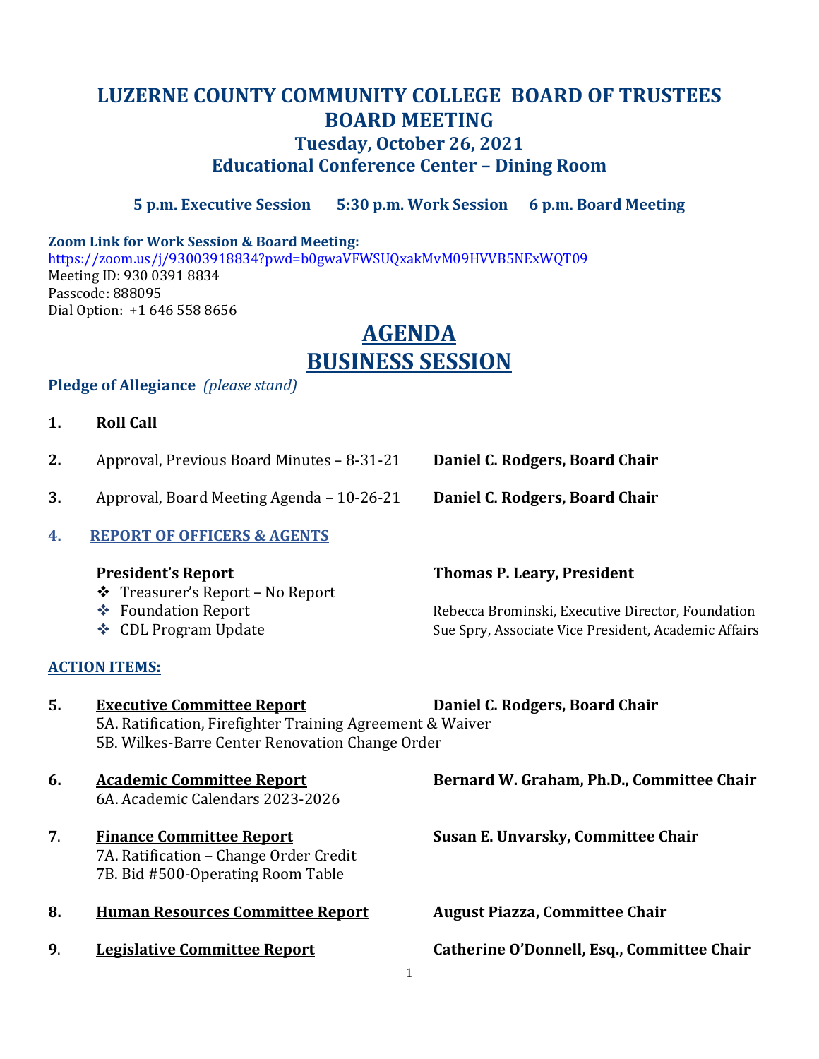# LUZERNE COUNTY COMMUNITY COLLEGE BOARD OF TRUSTEES BOARD MEETING

## Tuesday, October 26, 2021
## Educational Conference Center – Dining Room

**5 p.m. Executive Session    5:30 p.m. Work Session    6 p.m. Board Meeting**

**Zoom Link for Work Session & Board Meeting:**
https://zoom.us/j/93003918834?pwd=b0gwaVFWSUQxakMvM09HVVB5NExWQT09
Meeting ID: 930 0391 8834
Passcode: 888095
Dial Option: +1 646 558 8656

# AGENDA
# BUSINESS SESSION

**Pledge of Allegiance** *(please stand)*

1. **Roll Call**

2. Approval, Previous Board Minutes – 8-31-21 — **Daniel C. Rodgers, Board Chair**

3. Approval, Board Meeting Agenda – 10-26-21 — **Daniel C. Rodgers, Board Chair**

4. **REPORT OF OFFICERS & AGENTS**

   **President's Report** — **Thomas P. Leary, President**
   - Treasurer's Report – No Report
   - Foundation Report — Rebecca Brominski, Executive Director, Foundation
   - CDL Program Update — Sue Spry, Associate Vice President, Academic Affairs

**ACTION ITEMS:**

5. **Executive Committee Report** — **Daniel C. Rodgers, Board Chair**
   5A. Ratification, Firefighter Training Agreement & Waiver
   5B. Wilkes-Barre Center Renovation Change Order

6. **Academic Committee Report** — **Bernard W. Graham, Ph.D., Committee Chair**
   6A. Academic Calendars 2023-2026

7. **Finance Committee Report** — **Susan E. Unvarsky, Committee Chair**
   7A. Ratification – Change Order Credit
   7B. Bid #500-Operating Room Table

8. **Human Resources Committee Report** — **August Piazza, Committee Chair**

9. **Legislative Committee Report** — **Catherine O'Donnell, Esq., Committee Chair**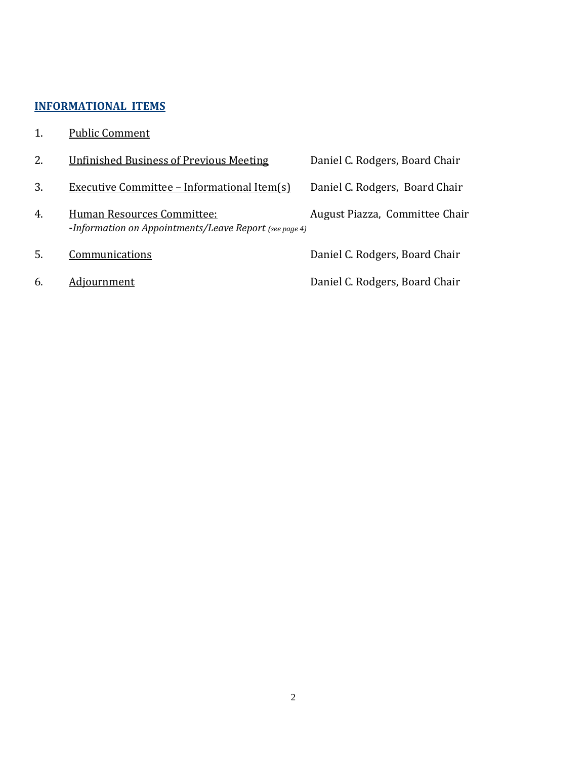## INFORMATIONAL ITEMS

1. Public Comment

2. Unfinished Business of Previous Meeting — Daniel C. Rodgers, Board Chair

3. Executive Committee – Informational Item(s) — Daniel C. Rodgers, Board Chair

4. Human Resources Committee: — August Piazza, Committee Chair
   -*Information on Appointments/Leave Report (see page 4)*

5. Communications — Daniel C. Rodgers, Board Chair

6. Adjournment — Daniel C. Rodgers, Board Chair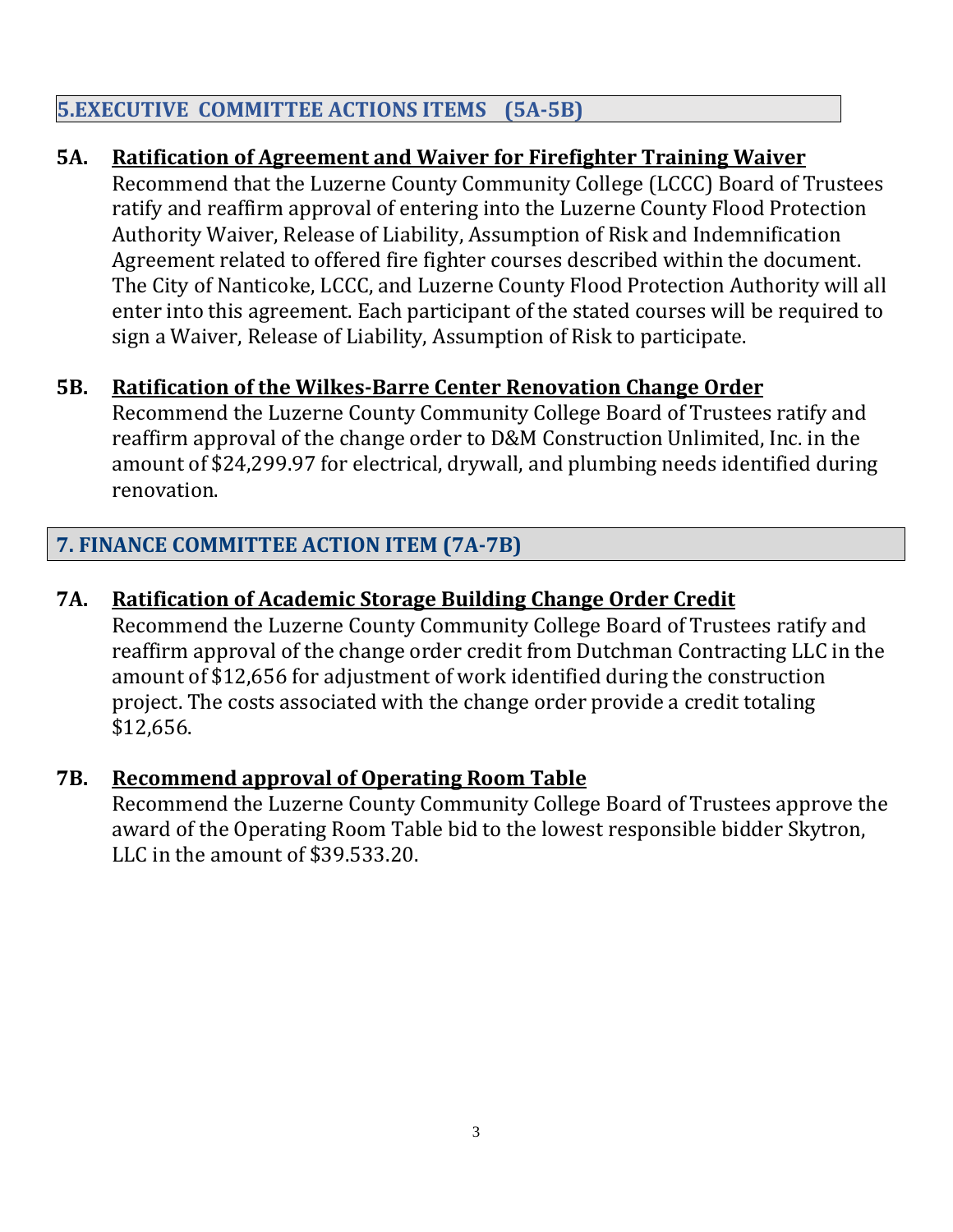## 5.EXECUTIVE COMMITTEE ACTIONS ITEMS (5A-5B)

**5A. Ratification of Agreement and Waiver for Firefighter Training Waiver**

Recommend that the Luzerne County Community College (LCCC) Board of Trustees ratify and reaffirm approval of entering into the Luzerne County Flood Protection Authority Waiver, Release of Liability, Assumption of Risk and Indemnification Agreement related to offered fire fighter courses described within the document. The City of Nanticoke, LCCC, and Luzerne County Flood Protection Authority will all enter into this agreement. Each participant of the stated courses will be required to sign a Waiver, Release of Liability, Assumption of Risk to participate.

**5B. Ratification of the Wilkes-Barre Center Renovation Change Order**

Recommend the Luzerne County Community College Board of Trustees ratify and reaffirm approval of the change order to D&M Construction Unlimited, Inc. in the amount of $24,299.97 for electrical, drywall, and plumbing needs identified during renovation.

## 7. FINANCE COMMITTEE ACTION ITEM (7A-7B)

**7A. Ratification of Academic Storage Building Change Order Credit**

Recommend the Luzerne County Community College Board of Trustees ratify and reaffirm approval of the change order credit from Dutchman Contracting LLC in the amount of $12,656 for adjustment of work identified during the construction project. The costs associated with the change order provide a credit totaling $12,656.

**7B. Recommend approval of Operating Room Table**

Recommend the Luzerne County Community College Board of Trustees approve the award of the Operating Room Table bid to the lowest responsible bidder Skytron, LLC in the amount of $39.533.20.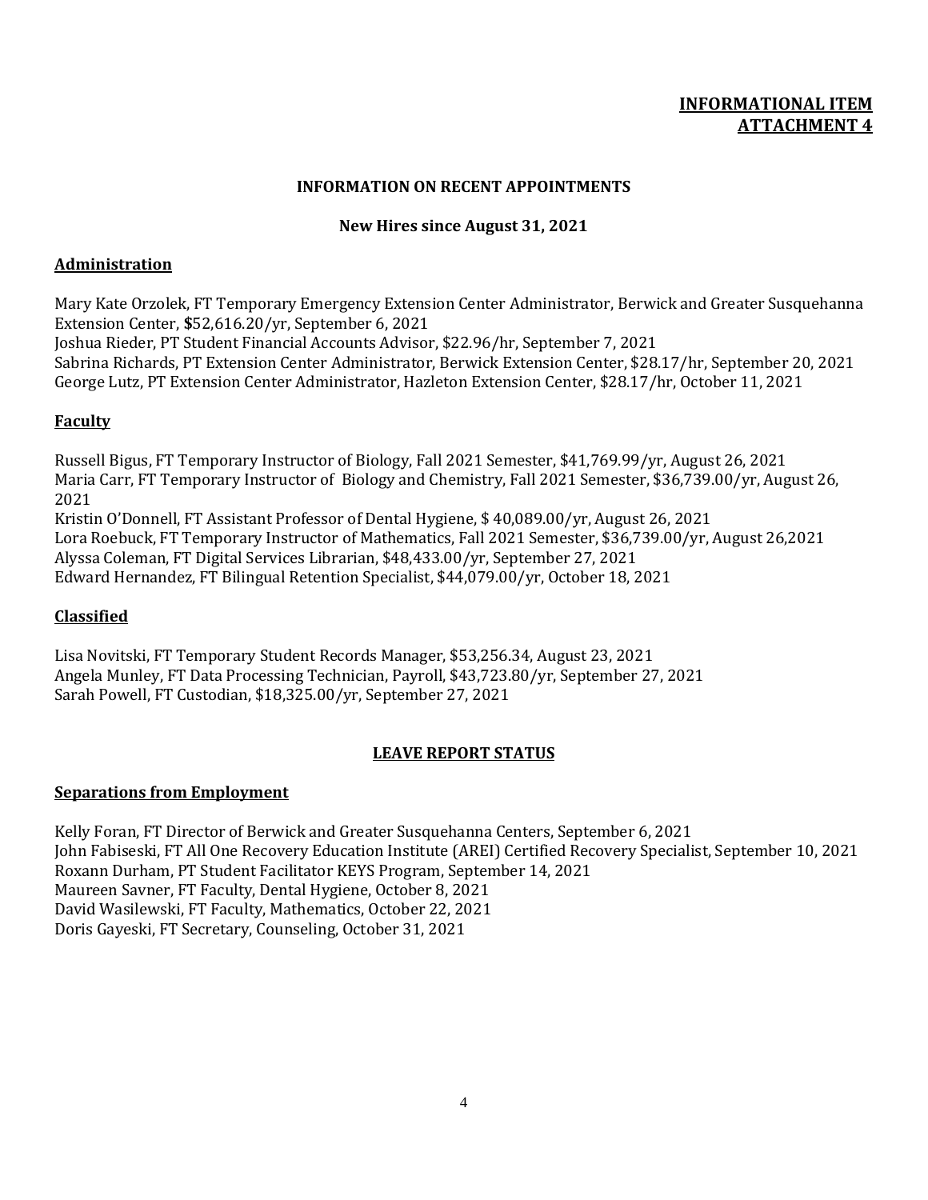**INFORMATIONAL ITEM**
**ATTACHMENT 4**

## INFORMATION ON RECENT APPOINTMENTS

### New Hires since August 31, 2021

**Administration**

Mary Kate Orzolek, FT Temporary Emergency Extension Center Administrator, Berwick and Greater Susquehanna Extension Center, $52,616.20/yr, September 6, 2021
Joshua Rieder, PT Student Financial Accounts Advisor, $22.96/hr, September 7, 2021
Sabrina Richards, PT Extension Center Administrator, Berwick Extension Center, $28.17/hr, September 20, 2021
George Lutz, PT Extension Center Administrator, Hazleton Extension Center, $28.17/hr, October 11, 2021

**Faculty**

Russell Bigus, FT Temporary Instructor of Biology, Fall 2021 Semester, $41,769.99/yr, August 26, 2021
Maria Carr, FT Temporary Instructor of Biology and Chemistry, Fall 2021 Semester, $36,739.00/yr, August 26, 2021
Kristin O'Donnell, FT Assistant Professor of Dental Hygiene, $ 40,089.00/yr, August 26, 2021
Lora Roebuck, FT Temporary Instructor of Mathematics, Fall 2021 Semester, $36,739.00/yr, August 26,2021
Alyssa Coleman, FT Digital Services Librarian, $48,433.00/yr, September 27, 2021
Edward Hernandez, FT Bilingual Retention Specialist, $44,079.00/yr, October 18, 2021

**Classified**

Lisa Novitski, FT Temporary Student Records Manager, $53,256.34, August 23, 2021
Angela Munley, FT Data Processing Technician, Payroll, $43,723.80/yr, September 27, 2021
Sarah Powell, FT Custodian, $18,325.00/yr, September 27, 2021

## LEAVE REPORT STATUS

**Separations from Employment**

Kelly Foran, FT Director of Berwick and Greater Susquehanna Centers, September 6, 2021
John Fabiseski, FT All One Recovery Education Institute (AREI) Certified Recovery Specialist, September 10, 2021
Roxann Durham, PT Student Facilitator KEYS Program, September 14, 2021
Maureen Savner, FT Faculty, Dental Hygiene, October 8, 2021
David Wasilewski, FT Faculty, Mathematics, October 22, 2021
Doris Gayeski, FT Secretary, Counseling, October 31, 2021